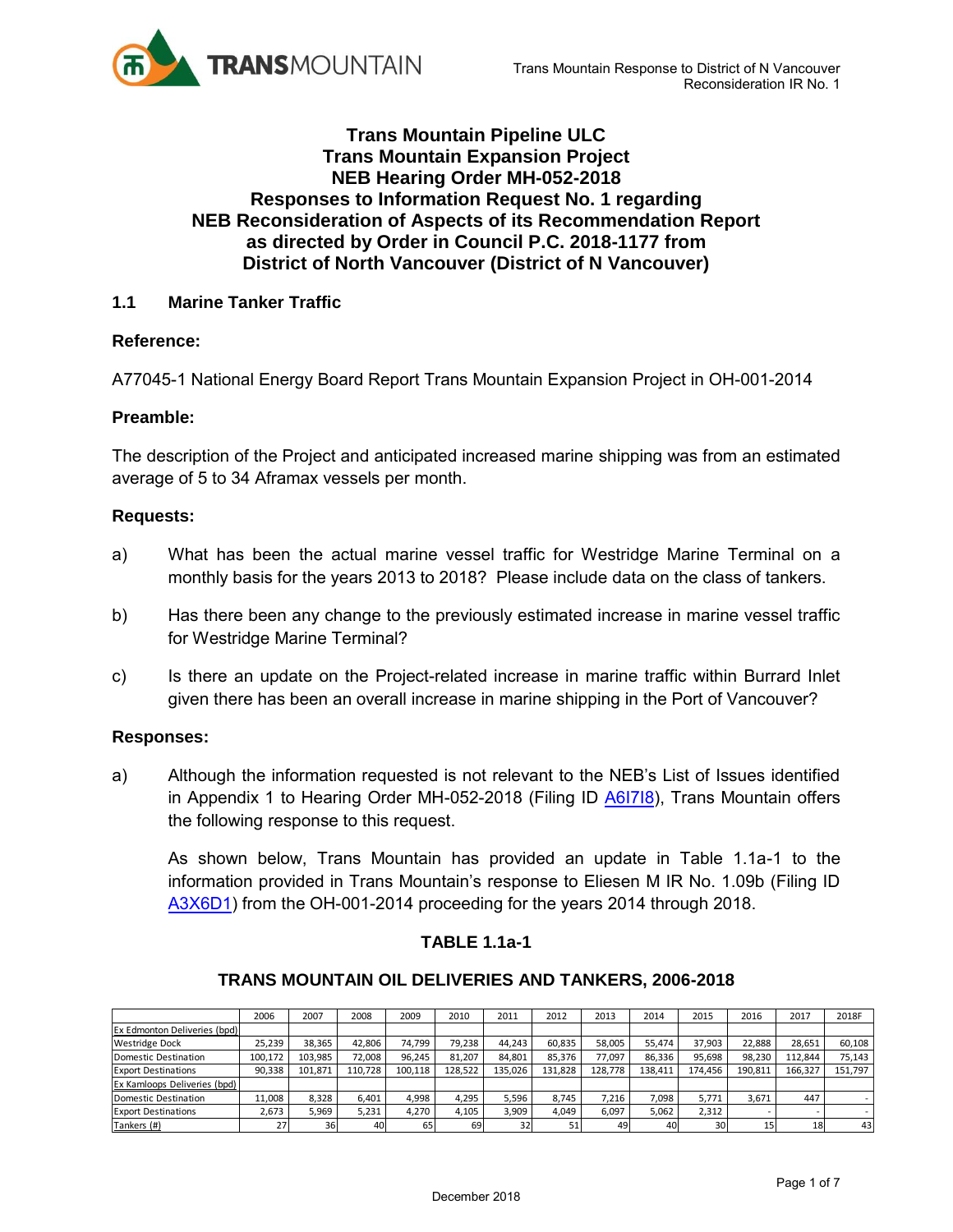# Trans Mountain Pipeline ULC
# Trans Mountain Expansion Project
# NEB Hearing Order MH-052-2018
# Responses to Information Request No. 1 regarding NEB Reconsideration of Aspects of its Recommendation Report as directed by Order in Council P.C. 2018-1177 from District of North Vancouver (District of N Vancouver)

## 1.1 Marine Tanker Traffic

### Reference:

A77045-1 National Energy Board Report Trans Mountain Expansion Project in OH-001-2014

### Preamble:

The description of the Project and anticipated increased marine shipping was from an estimated average of 5 to 34 Aframax vessels per month.

### Requests:

a) What has been the actual marine vessel traffic for Westridge Marine Terminal on a monthly basis for the years 2013 to 2018? Please include data on the class of tankers.

b) Has there been any change to the previously estimated increase in marine vessel traffic for Westridge Marine Terminal?

c) Is there an update on the Project-related increase in marine traffic within Burrard Inlet given there has been an overall increase in marine shipping in the Port of Vancouver?

### Responses:

a) Although the information requested is not relevant to the NEB's List of Issues identified in Appendix 1 to Hearing Order MH-052-2018 (Filing ID A6I7I8), Trans Mountain offers the following response to this request.

As shown below, Trans Mountain has provided an update in Table 1.1a-1 to the information provided in Trans Mountain's response to Eliesen M IR No. 1.09b (Filing ID A3X6D1) from the OH-001-2014 proceeding for the years 2014 through 2018.

**TABLE 1.1a-1**

**TRANS MOUNTAIN OIL DELIVERIES AND TANKERS, 2006-2018**

| | 2006 | 2007 | 2008 | 2009 | 2010 | 2011 | 2012 | 2013 | 2014 | 2015 | 2016 | 2017 | 2018F |
|---|---|---|---|---|---|---|---|---|---|---|---|---|---|
| Ex Edmonton Deliveries (bpd) | | | | | | | | | | | | | |
| Westridge Dock | 25,239 | 38,365 | 42,806 | 74,799 | 79,238 | 44,243 | 60,835 | 58,005 | 55,474 | 37,903 | 22,888 | 28,651 | 60,108 |
| Domestic Destination | 100,172 | 103,985 | 72,008 | 96,245 | 81,207 | 84,801 | 85,376 | 77,097 | 86,336 | 95,698 | 98,230 | 112,844 | 75,143 |
| Export Destinations | 90,338 | 101,871 | 110,728 | 100,118 | 128,522 | 135,026 | 131,828 | 128,778 | 138,411 | 174,456 | 190,811 | 166,327 | 151,797 |
| Ex Kamloops Deliveries (bpd) | | | | | | | | | | | | | |
| Domestic Destination | 11,008 | 8,328 | 6,401 | 4,998 | 4,295 | 5,596 | 8,745 | 7,216 | 7,098 | 5,771 | 3,671 | 447 | - |
| Export Destinations | 2,673 | 5,969 | 5,231 | 4,270 | 4,105 | 3,909 | 4,049 | 6,097 | 5,062 | 2,312 | - | - | - |
| Tankers (#) | 27 | 36 | 40 | 65 | 69 | 32 | 51 | 49 | 40 | 30 | 15 | 18 | 43 |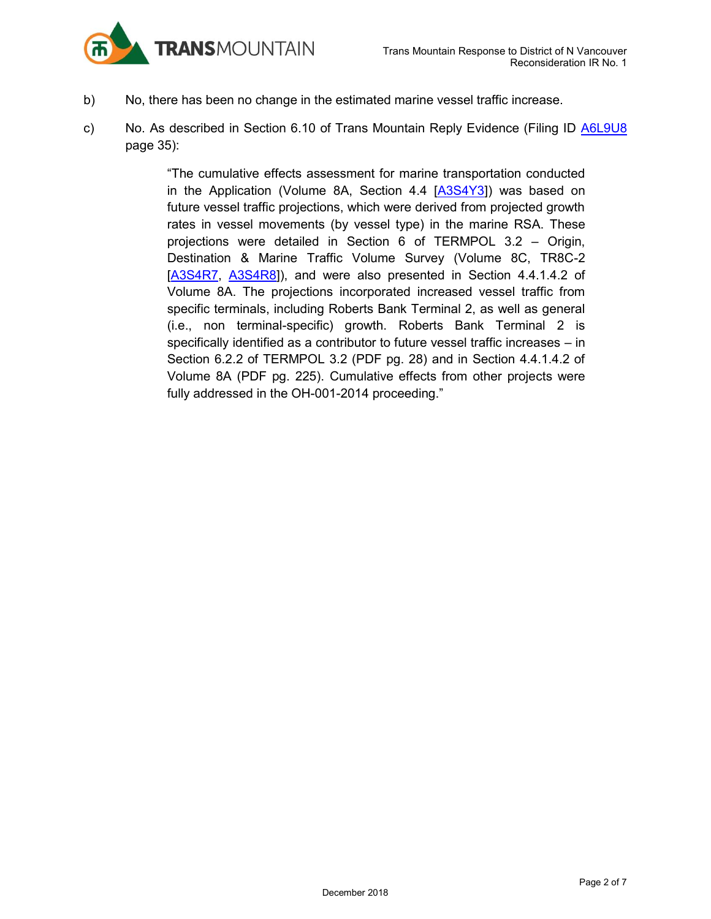b) No, there has been no change in the estimated marine vessel traffic increase.

c) No. As described in Section 6.10 of Trans Mountain Reply Evidence (Filing ID A6L9U8 page 35):

> "The cumulative effects assessment for marine transportation conducted in the Application (Volume 8A, Section 4.4 [A3S4Y3]) was based on future vessel traffic projections, which were derived from projected growth rates in vessel movements (by vessel type) in the marine RSA. These projections were detailed in Section 6 of TERMPOL 3.2 – Origin, Destination & Marine Traffic Volume Survey (Volume 8C, TR8C-2 [A3S4R7, A3S4R8]), and were also presented in Section 4.4.1.4.2 of Volume 8A. The projections incorporated increased vessel traffic from specific terminals, including Roberts Bank Terminal 2, as well as general (i.e., non terminal-specific) growth. Roberts Bank Terminal 2 is specifically identified as a contributor to future vessel traffic increases – in Section 6.2.2 of TERMPOL 3.2 (PDF pg. 28) and in Section 4.4.1.4.2 of Volume 8A (PDF pg. 225). Cumulative effects from other projects were fully addressed in the OH-001-2014 proceeding."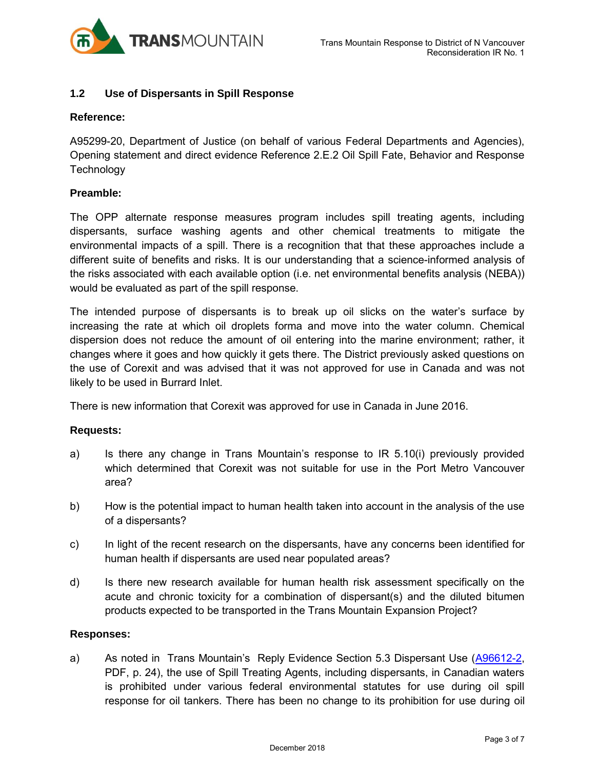### 1.2 Use of Dispersants in Spill Response

**Reference:**

A95299-20, Department of Justice (on behalf of various Federal Departments and Agencies), Opening statement and direct evidence Reference 2.E.2 Oil Spill Fate, Behavior and Response Technology

**Preamble:**

The OPP alternate response measures program includes spill treating agents, including dispersants, surface washing agents and other chemical treatments to mitigate the environmental impacts of a spill. There is a recognition that that these approaches include a different suite of benefits and risks. It is our understanding that a science-informed analysis of the risks associated with each available option (i.e. net environmental benefits analysis (NEBA)) would be evaluated as part of the spill response.

The intended purpose of dispersants is to break up oil slicks on the water's surface by increasing the rate at which oil droplets forma and move into the water column. Chemical dispersion does not reduce the amount of oil entering into the marine environment; rather, it changes where it goes and how quickly it gets there. The District previously asked questions on the use of Corexit and was advised that it was not approved for use in Canada and was not likely to be used in Burrard Inlet.

There is new information that Corexit was approved for use in Canada in June 2016.

**Requests:**

a) Is there any change in Trans Mountain's response to IR 5.10(i) previously provided which determined that Corexit was not suitable for use in the Port Metro Vancouver area?

b) How is the potential impact to human health taken into account in the analysis of the use of a dispersants?

c) In light of the recent research on the dispersants, have any concerns been identified for human health if dispersants are used near populated areas?

d) Is there new research available for human health risk assessment specifically on the acute and chronic toxicity for a combination of dispersant(s) and the diluted bitumen products expected to be transported in the Trans Mountain Expansion Project?

**Responses:**

a) As noted in Trans Mountain's Reply Evidence Section 5.3 Dispersant Use (A96612-2, PDF, p. 24), the use of Spill Treating Agents, including dispersants, in Canadian waters is prohibited under various federal environmental statutes for use during oil spill response for oil tankers. There has been no change to its prohibition for use during oil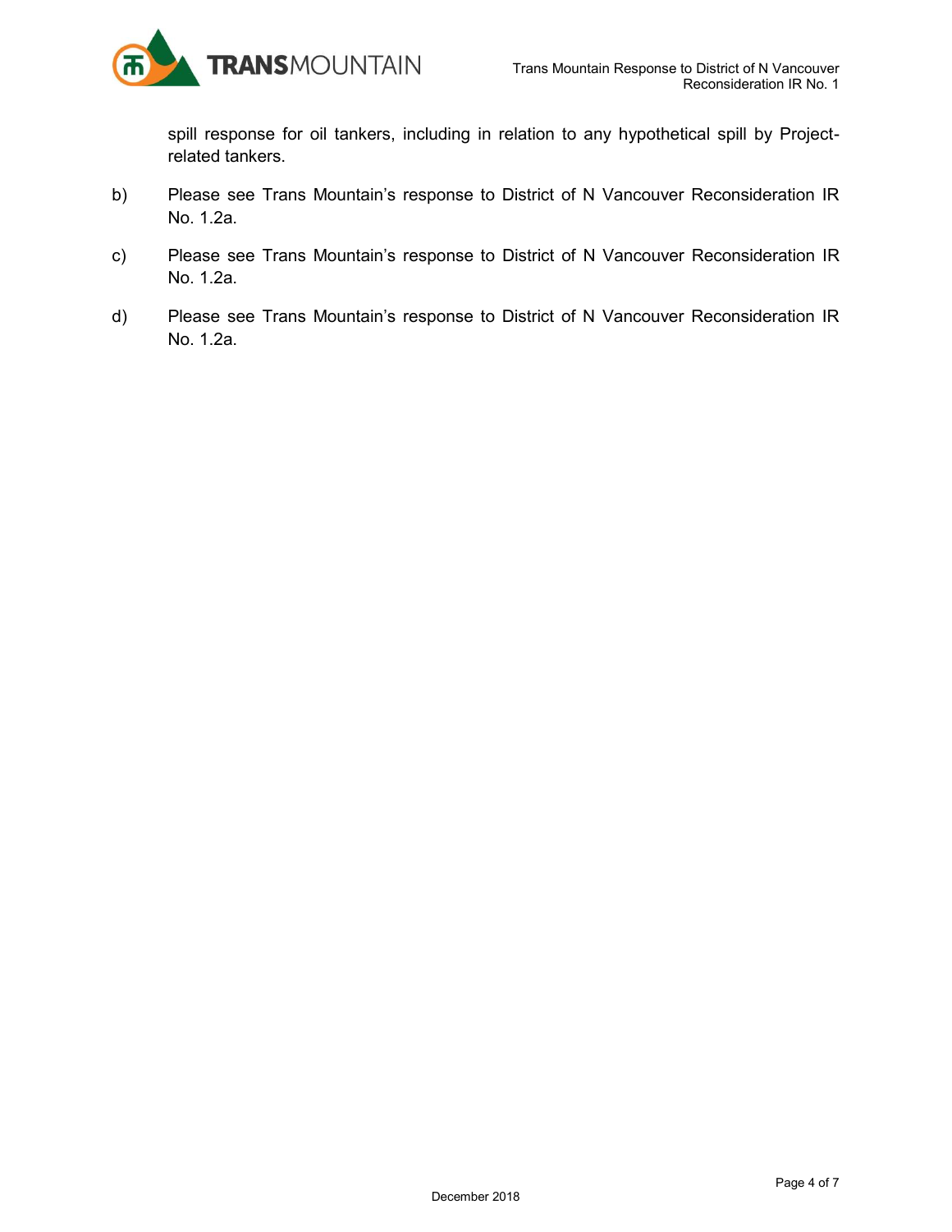spill response for oil tankers, including in relation to any hypothetical spill by Project-related tankers.

b) Please see Trans Mountain's response to District of N Vancouver Reconsideration IR No. 1.2a.

c) Please see Trans Mountain's response to District of N Vancouver Reconsideration IR No. 1.2a.

d) Please see Trans Mountain's response to District of N Vancouver Reconsideration IR No. 1.2a.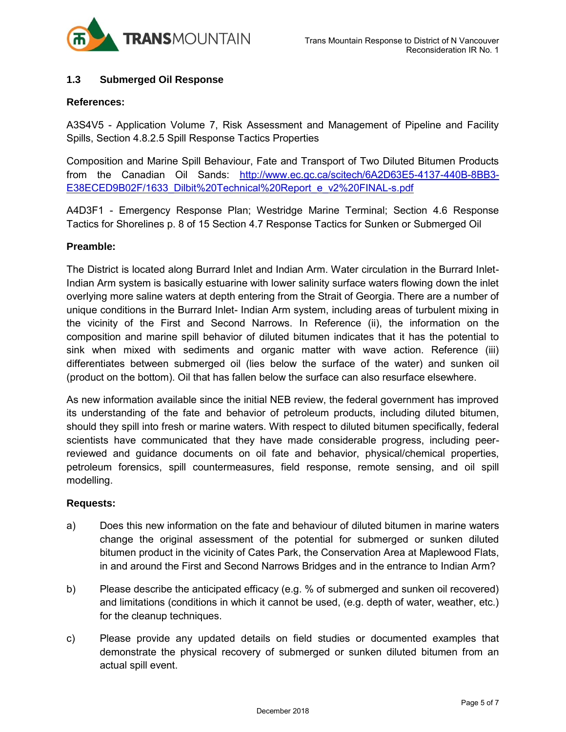### 1.3 Submerged Oil Response

**References:**

A3S4V5 - Application Volume 7, Risk Assessment and Management of Pipeline and Facility Spills, Section 4.8.2.5 Spill Response Tactics Properties

Composition and Marine Spill Behaviour, Fate and Transport of Two Diluted Bitumen Products from the Canadian Oil Sands: http://www.ec.gc.ca/scitech/6A2D63E5-4137-440B-8BB3-E38ECED9B02F/1633_Dilbit%20Technical%20Report_e_v2%20FINAL-s.pdf

A4D3F1 - Emergency Response Plan; Westridge Marine Terminal; Section 4.6 Response Tactics for Shorelines p. 8 of 15 Section 4.7 Response Tactics for Sunken or Submerged Oil

**Preamble:**

The District is located along Burrard Inlet and Indian Arm. Water circulation in the Burrard Inlet-Indian Arm system is basically estuarine with lower salinity surface waters flowing down the inlet overlying more saline waters at depth entering from the Strait of Georgia. There are a number of unique conditions in the Burrard Inlet- Indian Arm system, including areas of turbulent mixing in the vicinity of the First and Second Narrows. In Reference (ii), the information on the composition and marine spill behavior of diluted bitumen indicates that it has the potential to sink when mixed with sediments and organic matter with wave action. Reference (iii) differentiates between submerged oil (lies below the surface of the water) and sunken oil (product on the bottom). Oil that has fallen below the surface can also resurface elsewhere.

As new information available since the initial NEB review, the federal government has improved its understanding of the fate and behavior of petroleum products, including diluted bitumen, should they spill into fresh or marine waters. With respect to diluted bitumen specifically, federal scientists have communicated that they have made considerable progress, including peer-reviewed and guidance documents on oil fate and behavior, physical/chemical properties, petroleum forensics, spill countermeasures, field response, remote sensing, and oil spill modelling.

**Requests:**

a) Does this new information on the fate and behaviour of diluted bitumen in marine waters change the original assessment of the potential for submerged or sunken diluted bitumen product in the vicinity of Cates Park, the Conservation Area at Maplewood Flats, in and around the First and Second Narrows Bridges and in the entrance to Indian Arm?

b) Please describe the anticipated efficacy (e.g. % of submerged and sunken oil recovered) and limitations (conditions in which it cannot be used, (e.g. depth of water, weather, etc.) for the cleanup techniques.

c) Please provide any updated details on field studies or documented examples that demonstrate the physical recovery of submerged or sunken diluted bitumen from an actual spill event.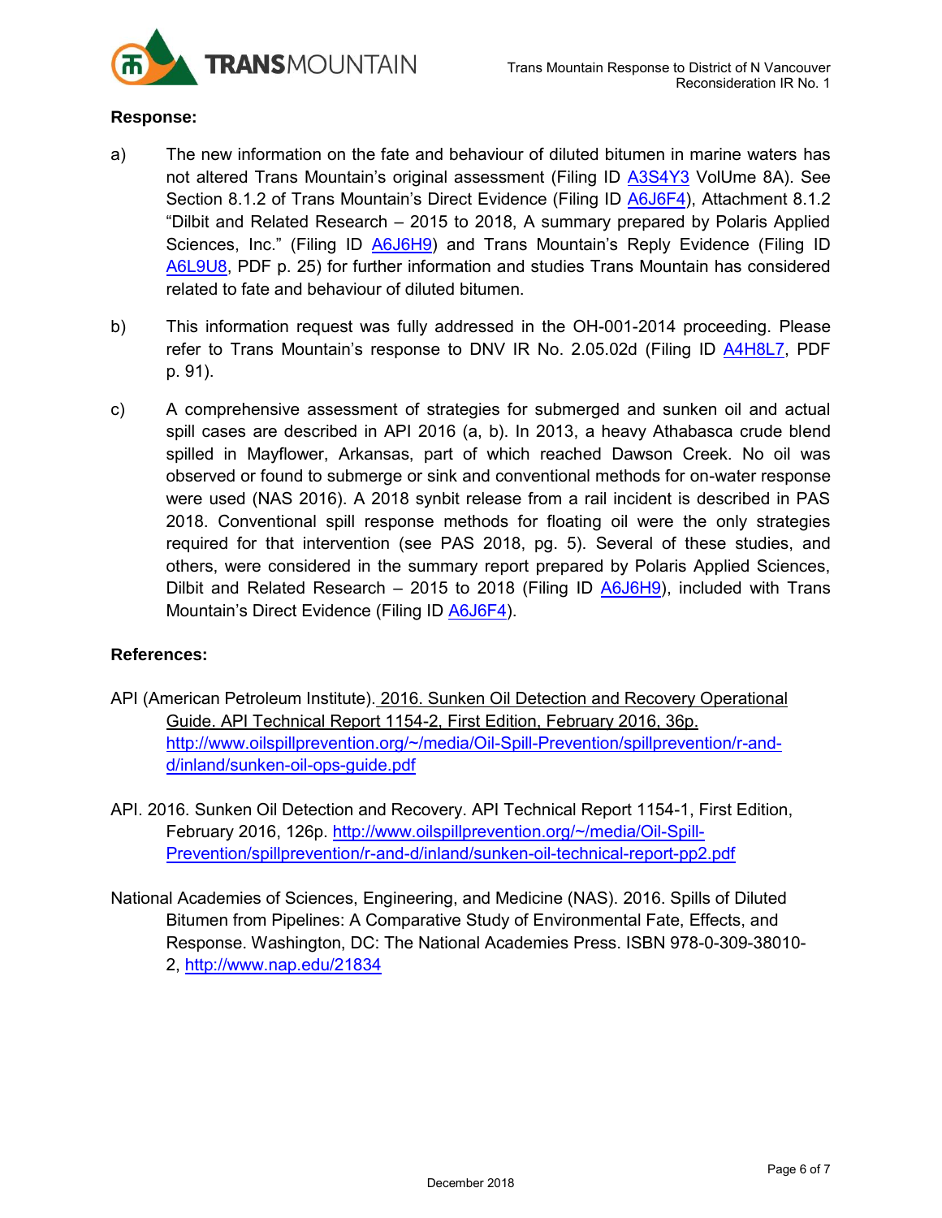**Response:**

a) The new information on the fate and behaviour of diluted bitumen in marine waters has not altered Trans Mountain's original assessment (Filing ID A3S4Y3 VolUme 8A). See Section 8.1.2 of Trans Mountain's Direct Evidence (Filing ID A6J6F4), Attachment 8.1.2 "Dilbit and Related Research – 2015 to 2018, A summary prepared by Polaris Applied Sciences, Inc." (Filing ID A6J6H9) and Trans Mountain's Reply Evidence (Filing ID A6L9U8, PDF p. 25) for further information and studies Trans Mountain has considered related to fate and behaviour of diluted bitumen.

b) This information request was fully addressed in the OH-001-2014 proceeding. Please refer to Trans Mountain's response to DNV IR No. 2.05.02d (Filing ID A4H8L7, PDF p. 91).

c) A comprehensive assessment of strategies for submerged and sunken oil and actual spill cases are described in API 2016 (a, b). In 2013, a heavy Athabasca crude blend spilled in Mayflower, Arkansas, part of which reached Dawson Creek. No oil was observed or found to submerge or sink and conventional methods for on-water response were used (NAS 2016). A 2018 synbit release from a rail incident is described in PAS 2018. Conventional spill response methods for floating oil were the only strategies required for that intervention (see PAS 2018, pg. 5). Several of these studies, and others, were considered in the summary report prepared by Polaris Applied Sciences, Dilbit and Related Research – 2015 to 2018 (Filing ID A6J6H9), included with Trans Mountain's Direct Evidence (Filing ID A6J6F4).

**References:**

API (American Petroleum Institute). 2016. Sunken Oil Detection and Recovery Operational Guide. API Technical Report 1154-2, First Edition, February 2016, 36p. http://www.oilspillprevention.org/~/media/Oil-Spill-Prevention/spillprevention/r-and-d/inland/sunken-oil-ops-guide.pdf

API. 2016. Sunken Oil Detection and Recovery. API Technical Report 1154-1, First Edition, February 2016, 126p. http://www.oilspillprevention.org/~/media/Oil-Spill-Prevention/spillprevention/r-and-d/inland/sunken-oil-technical-report-pp2.pdf

National Academies of Sciences, Engineering, and Medicine (NAS). 2016. Spills of Diluted Bitumen from Pipelines: A Comparative Study of Environmental Fate, Effects, and Response. Washington, DC: The National Academies Press. ISBN 978-0-309-38010-2, http://www.nap.edu/21834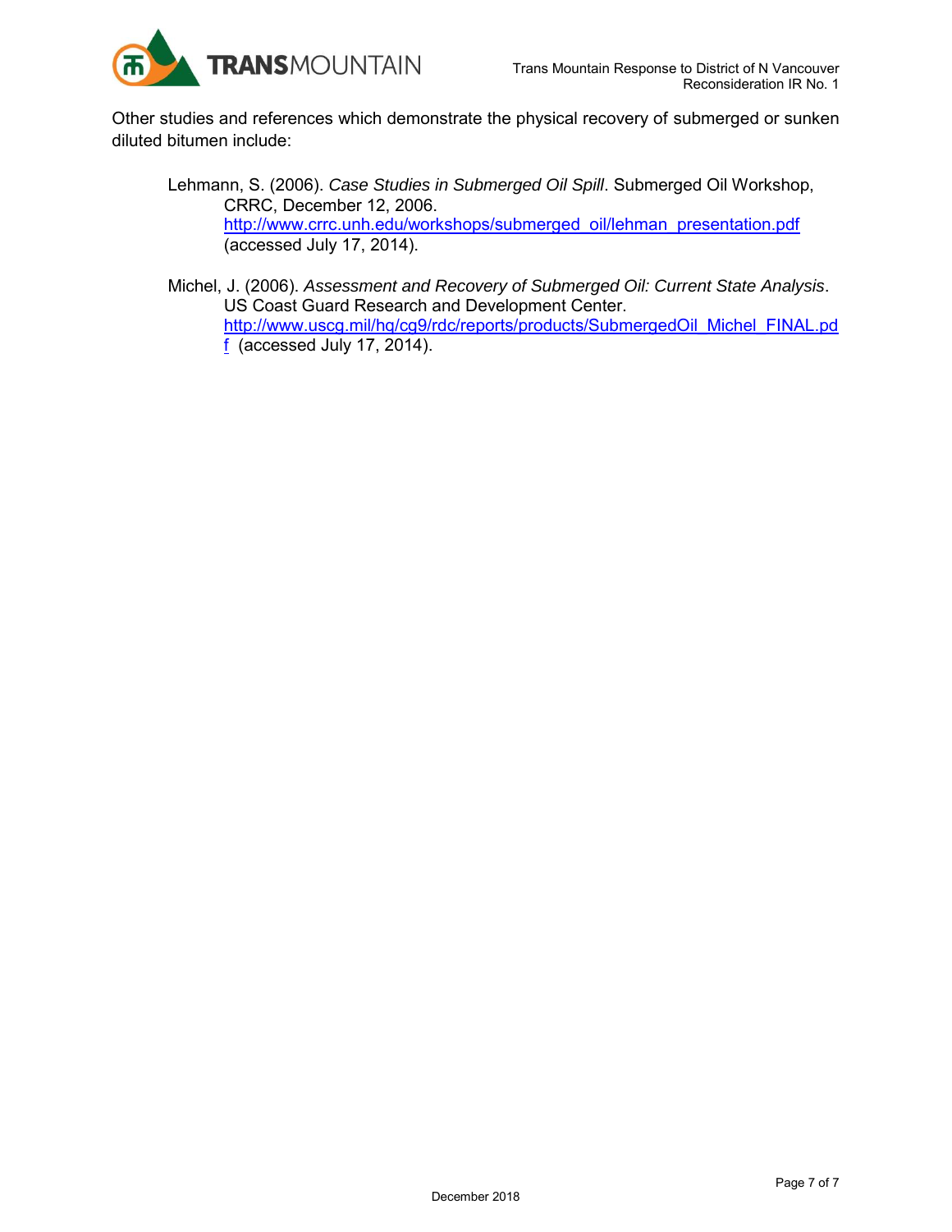Other studies and references which demonstrate the physical recovery of submerged or sunken diluted bitumen include:

Lehmann, S. (2006). *Case Studies in Submerged Oil Spill*. Submerged Oil Workshop, CRRC, December 12, 2006. http://www.crrc.unh.edu/workshops/submerged_oil/lehman_presentation.pdf (accessed July 17, 2014).

Michel, J. (2006). *Assessment and Recovery of Submerged Oil: Current State Analysis*. US Coast Guard Research and Development Center. http://www.uscg.mil/hq/cg9/rdc/reports/products/SubmergedOil_Michel_FINAL.pdf (accessed July 17, 2014).